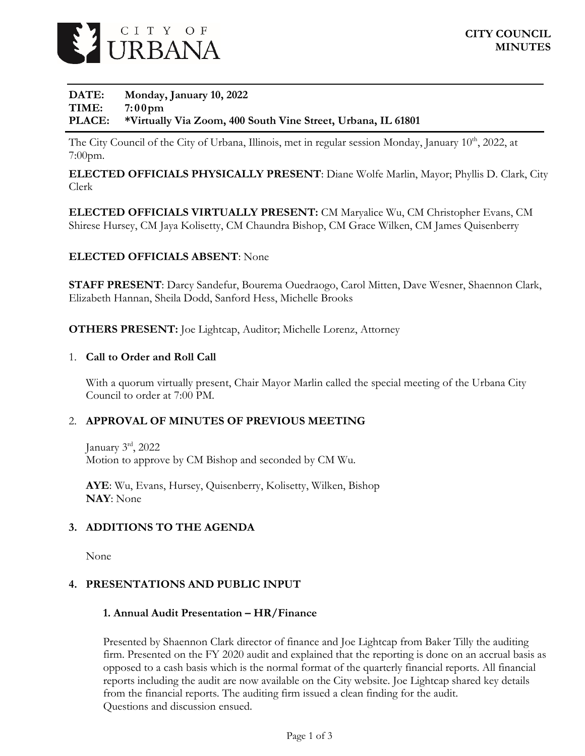CITY OF URBANA

**CITY COUNCIL MINUTES**

**DATE:** **Monday, January 10, 2022**
**TIME:** **7:00pm**
**PLACE:** **\*Virtually Via Zoom, 400 South Vine Street, Urbana, IL 61801**

The City Council of the City of Urbana, Illinois, met in regular session Monday, January 10th, 2022, at 7:00pm.

**ELECTED OFFICIALS PHYSICALLY PRESENT**: Diane Wolfe Marlin, Mayor; Phyllis D. Clark, City Clerk

**ELECTED OFFICIALS VIRTUALLY PRESENT:** CM Maryalice Wu, CM Christopher Evans, CM Shirese Hursey, CM Jaya Kolisetty, CM Chaundra Bishop, CM Grace Wilken, CM James Quisenberry

**ELECTED OFFICIALS ABSENT**: None

**STAFF PRESENT**: Darcy Sandefur, Bourema Ouedraogo, Carol Mitten, Dave Wesner, Shaennon Clark, Elizabeth Hannan, Sheila Dodd, Sanford Hess, Michelle Brooks

**OTHERS PRESENT:** Joe Lightcap, Auditor; Michelle Lorenz, Attorney

1. **Call to Order and Roll Call**

   With a quorum virtually present, Chair Mayor Marlin called the special meeting of the Urbana City Council to order at 7:00 PM.

2. **APPROVAL OF MINUTES OF PREVIOUS MEETING**

   January 3rd, 2022
   Motion to approve by CM Bishop and seconded by CM Wu.

   **AYE**: Wu, Evans, Hursey, Quisenberry, Kolisetty, Wilken, Bishop
   **NAY**: None

3. **ADDITIONS TO THE AGENDA**

   None

4. **PRESENTATIONS AND PUBLIC INPUT**

   **1. Annual Audit Presentation – HR/Finance**

   Presented by Shaennon Clark director of finance and Joe Lightcap from Baker Tilly the auditing firm. Presented on the FY 2020 audit and explained that the reporting is done on an accrual basis as opposed to a cash basis which is the normal format of the quarterly financial reports. All financial reports including the audit are now available on the City website. Joe Lightcap shared key details from the financial reports. The auditing firm issued a clean finding for the audit.
   Questions and discussion ensued.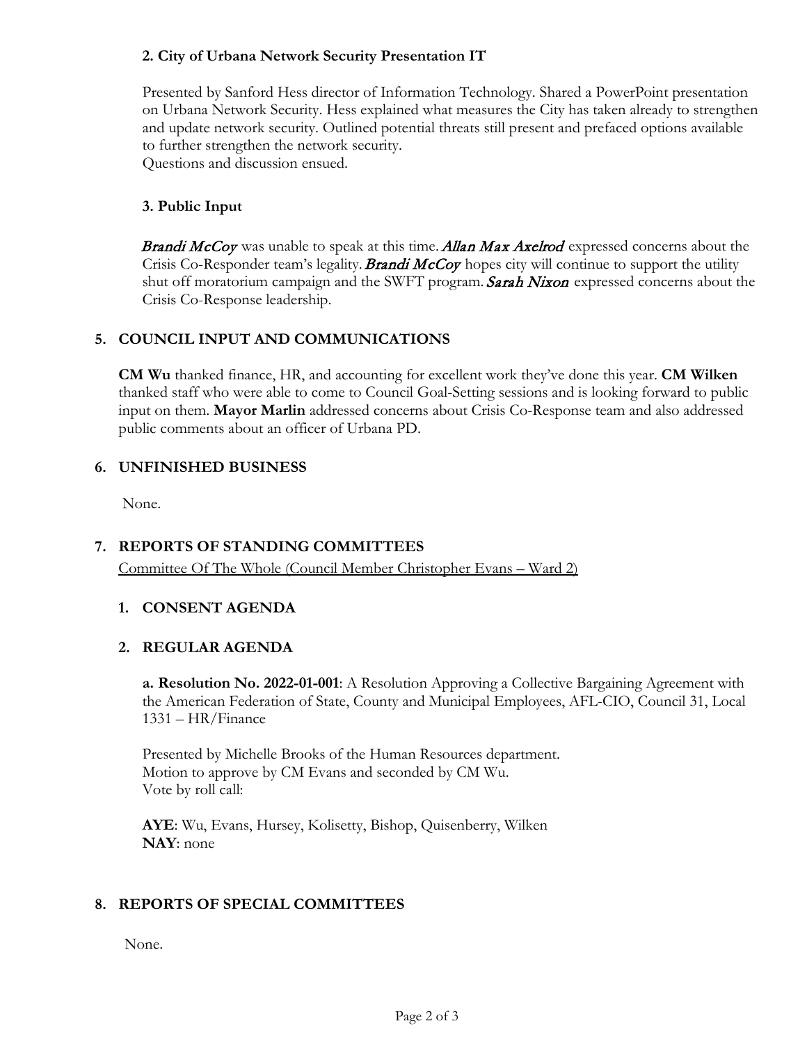**2. City of Urbana Network Security Presentation IT**

Presented by Sanford Hess director of Information Technology. Shared a PowerPoint presentation on Urbana Network Security. Hess explained what measures the City has taken already to strengthen and update network security. Outlined potential threats still present and prefaced options available to further strengthen the network security.
Questions and discussion ensued.

**3. Public Input**

*Brandi McCoy* was unable to speak at this time. *Allan Max Axelrod* expressed concerns about the Crisis Co-Responder team's legality. *Brandi McCoy* hopes city will continue to support the utility shut off moratorium campaign and the SWFT program. *Sarah Nixon* expressed concerns about the Crisis Co-Response leadership.

## 5. COUNCIL INPUT AND COMMUNICATIONS

**CM Wu** thanked finance, HR, and accounting for excellent work they've done this year. **CM Wilken** thanked staff who were able to come to Council Goal-Setting sessions and is looking forward to public input on them. **Mayor Marlin** addressed concerns about Crisis Co-Response team and also addressed public comments about an officer of Urbana PD.

## 6. UNFINISHED BUSINESS

None.

## 7. REPORTS OF STANDING COMMITTEES

Committee Of The Whole (Council Member Christopher Evans – Ward 2)

### 1. CONSENT AGENDA

### 2. REGULAR AGENDA

**a. Resolution No. 2022-01-001**: A Resolution Approving a Collective Bargaining Agreement with the American Federation of State, County and Municipal Employees, AFL-CIO, Council 31, Local 1331 – HR/Finance

Presented by Michelle Brooks of the Human Resources department.
Motion to approve by CM Evans and seconded by CM Wu.
Vote by roll call:

**AYE**: Wu, Evans, Hursey, Kolisetty, Bishop, Quisenberry, Wilken
**NAY**: none

## 8. REPORTS OF SPECIAL COMMITTEES

None.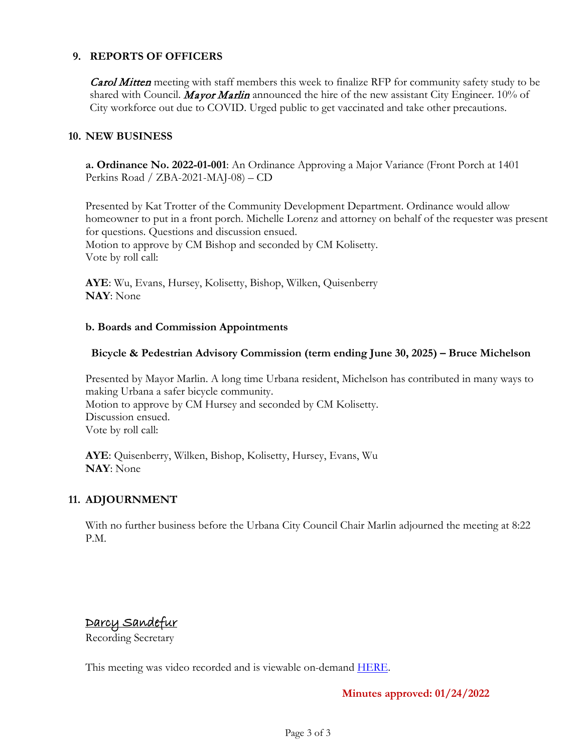## 9. REPORTS OF OFFICERS

*Carol Mitten* meeting with staff members this week to finalize RFP for community safety study to be shared with Council. ***Mayor Marlin*** announced the hire of the new assistant City Engineer. 10% of City workforce out due to COVID. Urged public to get vaccinated and take other precautions.

## 10. NEW BUSINESS

**a. Ordinance No. 2022-01-001**: An Ordinance Approving a Major Variance (Front Porch at 1401 Perkins Road / ZBA-2021-MAJ-08) – CD

Presented by Kat Trotter of the Community Development Department. Ordinance would allow homeowner to put in a front porch. Michelle Lorenz and attorney on behalf of the requester was present for questions. Questions and discussion ensued.
Motion to approve by CM Bishop and seconded by CM Kolisetty.
Vote by roll call:

**AYE**: Wu, Evans, Hursey, Kolisetty, Bishop, Wilken, Quisenberry
**NAY**: None

**b. Boards and Commission Appointments**

**Bicycle & Pedestrian Advisory Commission (term ending June 30, 2025) – Bruce Michelson**

Presented by Mayor Marlin. A long time Urbana resident, Michelson has contributed in many ways to making Urbana a safer bicycle community.
Motion to approve by CM Hursey and seconded by CM Kolisetty.
Discussion ensued.
Vote by roll call:

**AYE**: Quisenberry, Wilken, Bishop, Kolisetty, Hursey, Evans, Wu
**NAY**: None

## 11. ADJOURNMENT

With no further business before the Urbana City Council Chair Marlin adjourned the meeting at 8:22 P.M.

Darcy Sandefur
Recording Secretary

This meeting was video recorded and is viewable on-demand HERE.

**Minutes approved: 01/24/2022**